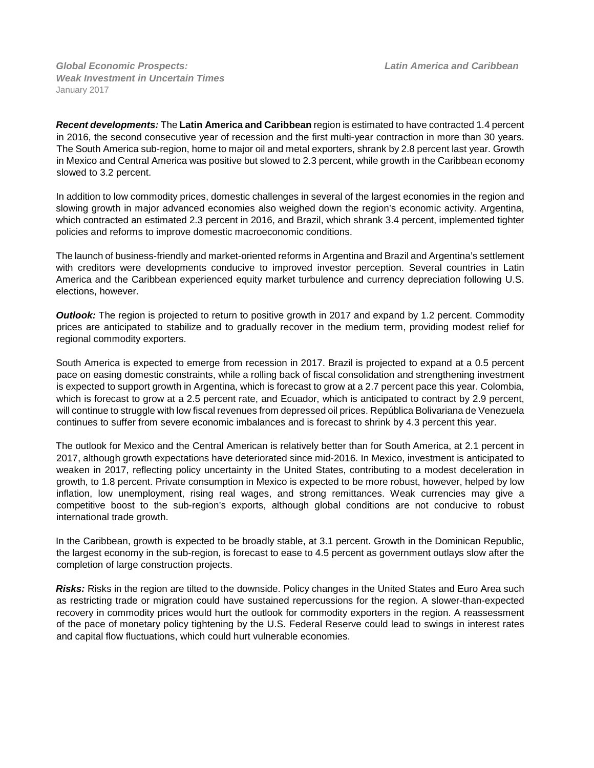*Global Economic Prospects:*
*Weak Investment in Uncertain Times*
January 2017

*Latin America and Caribbean*

***Recent developments:*** The **Latin America and Caribbean** region is estimated to have contracted 1.4 percent in 2016, the second consecutive year of recession and the first multi-year contraction in more than 30 years. The South America sub-region, home to major oil and metal exporters, shrank by 2.8 percent last year. Growth in Mexico and Central America was positive but slowed to 2.3 percent, while growth in the Caribbean economy slowed to 3.2 percent.

In addition to low commodity prices, domestic challenges in several of the largest economies in the region and slowing growth in major advanced economies also weighed down the region's economic activity. Argentina, which contracted an estimated 2.3 percent in 2016, and Brazil, which shrank 3.4 percent, implemented tighter policies and reforms to improve domestic macroeconomic conditions.

The launch of business-friendly and market-oriented reforms in Argentina and Brazil and Argentina's settlement with creditors were developments conducive to improved investor perception. Several countries in Latin America and the Caribbean experienced equity market turbulence and currency depreciation following U.S. elections, however.

***Outlook:*** The region is projected to return to positive growth in 2017 and expand by 1.2 percent. Commodity prices are anticipated to stabilize and to gradually recover in the medium term, providing modest relief for regional commodity exporters.

South America is expected to emerge from recession in 2017. Brazil is projected to expand at a 0.5 percent pace on easing domestic constraints, while a rolling back of fiscal consolidation and strengthening investment is expected to support growth in Argentina, which is forecast to grow at a 2.7 percent pace this year. Colombia, which is forecast to grow at a 2.5 percent rate, and Ecuador, which is anticipated to contract by 2.9 percent, will continue to struggle with low fiscal revenues from depressed oil prices. República Bolivariana de Venezuela continues to suffer from severe economic imbalances and is forecast to shrink by 4.3 percent this year.

The outlook for Mexico and the Central American is relatively better than for South America, at 2.1 percent in 2017, although growth expectations have deteriorated since mid-2016. In Mexico, investment is anticipated to weaken in 2017, reflecting policy uncertainty in the United States, contributing to a modest deceleration in growth, to 1.8 percent. Private consumption in Mexico is expected to be more robust, however, helped by low inflation, low unemployment, rising real wages, and strong remittances. Weak currencies may give a competitive boost to the sub-region's exports, although global conditions are not conducive to robust international trade growth.

In the Caribbean, growth is expected to be broadly stable, at 3.1 percent. Growth in the Dominican Republic, the largest economy in the sub-region, is forecast to ease to 4.5 percent as government outlays slow after the completion of large construction projects.

***Risks:*** Risks in the region are tilted to the downside. Policy changes in the United States and Euro Area such as restricting trade or migration could have sustained repercussions for the region. A slower-than-expected recovery in commodity prices would hurt the outlook for commodity exporters in the region. A reassessment of the pace of monetary policy tightening by the U.S. Federal Reserve could lead to swings in interest rates and capital flow fluctuations, which could hurt vulnerable economies.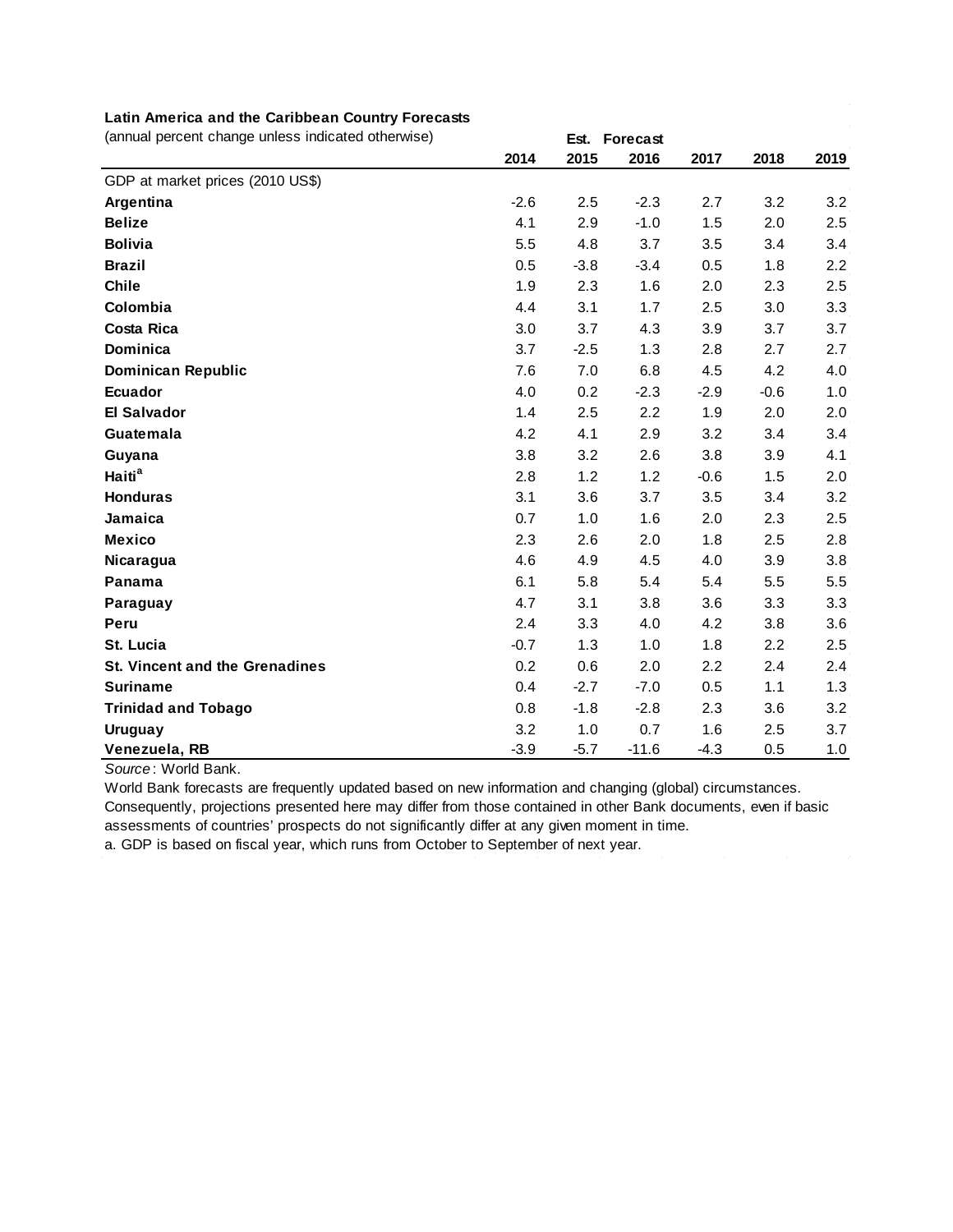**Latin America and the Caribbean Country Forecasts**

(annual percent change unless indicated otherwise)

| | 2014 | Est. 2015 | Forecast 2016 | 2017 | 2018 | 2019 |
|---|---|---|---|---|---|---|
| GDP at market prices (2010 US$) | | | | | | |
| **Argentina** | -2.6 | 2.5 | -2.3 | 2.7 | 3.2 | 3.2 |
| **Belize** | 4.1 | 2.9 | -1.0 | 1.5 | 2.0 | 2.5 |
| **Bolivia** | 5.5 | 4.8 | 3.7 | 3.5 | 3.4 | 3.4 |
| **Brazil** | 0.5 | -3.8 | -3.4 | 0.5 | 1.8 | 2.2 |
| **Chile** | 1.9 | 2.3 | 1.6 | 2.0 | 2.3 | 2.5 |
| **Colombia** | 4.4 | 3.1 | 1.7 | 2.5 | 3.0 | 3.3 |
| **Costa Rica** | 3.0 | 3.7 | 4.3 | 3.9 | 3.7 | 3.7 |
| **Dominica** | 3.7 | -2.5 | 1.3 | 2.8 | 2.7 | 2.7 |
| **Dominican Republic** | 7.6 | 7.0 | 6.8 | 4.5 | 4.2 | 4.0 |
| **Ecuador** | 4.0 | 0.2 | -2.3 | -2.9 | -0.6 | 1.0 |
| **El Salvador** | 1.4 | 2.5 | 2.2 | 1.9 | 2.0 | 2.0 |
| **Guatemala** | 4.2 | 4.1 | 2.9 | 3.2 | 3.4 | 3.4 |
| **Guyana** | 3.8 | 3.2 | 2.6 | 3.8 | 3.9 | 4.1 |
| **Haiti**[a] | 2.8 | 1.2 | 1.2 | -0.6 | 1.5 | 2.0 |
| **Honduras** | 3.1 | 3.6 | 3.7 | 3.5 | 3.4 | 3.2 |
| **Jamaica** | 0.7 | 1.0 | 1.6 | 2.0 | 2.3 | 2.5 |
| **Mexico** | 2.3 | 2.6 | 2.0 | 1.8 | 2.5 | 2.8 |
| **Nicaragua** | 4.6 | 4.9 | 4.5 | 4.0 | 3.9 | 3.8 |
| **Panama** | 6.1 | 5.8 | 5.4 | 5.4 | 5.5 | 5.5 |
| **Paraguay** | 4.7 | 3.1 | 3.8 | 3.6 | 3.3 | 3.3 |
| **Peru** | 2.4 | 3.3 | 4.0 | 4.2 | 3.8 | 3.6 |
| **St. Lucia** | -0.7 | 1.3 | 1.0 | 1.8 | 2.2 | 2.5 |
| **St. Vincent and the Grenadines** | 0.2 | 0.6 | 2.0 | 2.2 | 2.4 | 2.4 |
| **Suriname** | 0.4 | -2.7 | -7.0 | 0.5 | 1.1 | 1.3 |
| **Trinidad and Tobago** | 0.8 | -1.8 | -2.8 | 2.3 | 3.6 | 3.2 |
| **Uruguay** | 3.2 | 1.0 | 0.7 | 1.6 | 2.5 | 3.7 |
| **Venezuela, RB** | -3.9 | -5.7 | -11.6 | -4.3 | 0.5 | 1.0 |

*Source*: World Bank.

World Bank forecasts are frequently updated based on new information and changing (global) circumstances. Consequently, projections presented here may differ from those contained in other Bank documents, even if basic assessments of countries' prospects do not significantly differ at any given moment in time.

a. GDP is based on fiscal year, which runs from October to September of next year.